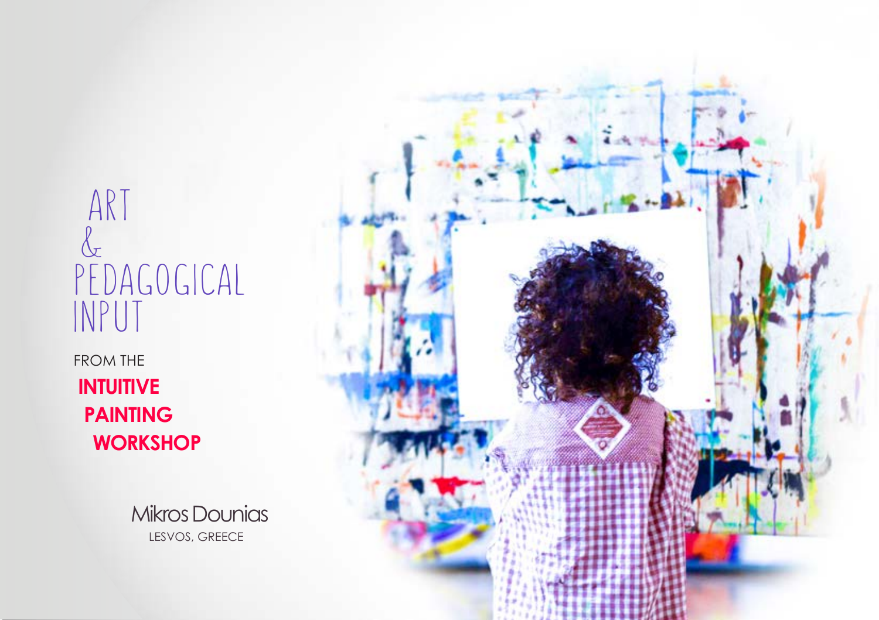# ART & PEDAGOGICAL INPUT

FROM THE

**INTUITIVE PAINTING WORKSHOP**

Mikros Dounias

LESVOS, GREECE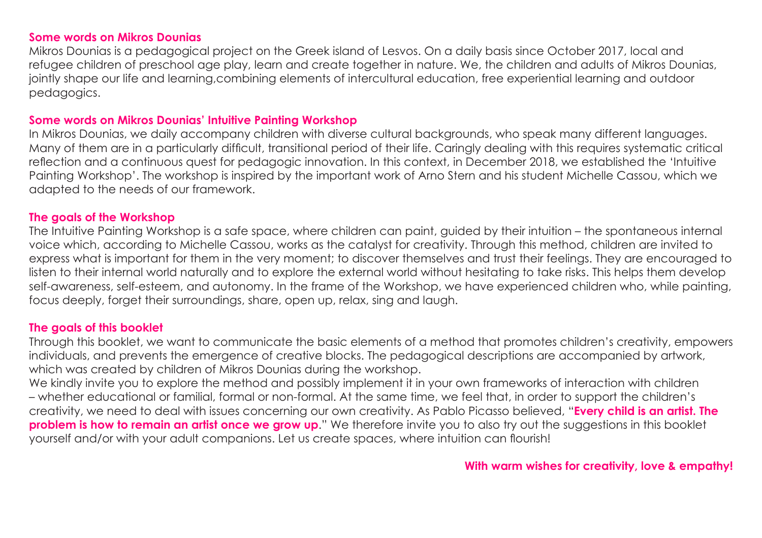## Some words on Mikros Dounias

Mikros Dounias is a pedagogical project on the Greek island of Lesvos. On a daily basis since October 2017, local and refugee children of preschool age play, learn and create together in nature. We, the children and adults of Mikros Dounias, jointly shape our life and learning,combining elements of intercultural education, free experiential learning and outdoor pedagogics.

## Some words on Mikros Dounias' Intuitive Painting Workshop

In Mikros Dounias, we daily accompany children with diverse cultural backgrounds, who speak many different languages. Many of them are in a particularly difficult, transitional period of their life. Caringly dealing with this requires systematic critical reflection and a continuous quest for pedagogic innovation. In this context, in December 2018, we established the 'Intuitive Painting Workshop'. The workshop is inspired by the important work of Arno Stern and his student Michelle Cassou, which we adapted to the needs of our framework.

## The goals of the Workshop

The Intuitive Painting Workshop is a safe space, where children can paint, guided by their intuition – the spontaneous internal voice which, according to Michelle Cassou, works as the catalyst for creativity. Through this method, children are invited to express what is important for them in the very moment; to discover themselves and trust their feelings. They are encouraged to listen to their internal world naturally and to explore the external world without hesitating to take risks. This helps them develop self-awareness, self-esteem, and autonomy. In the frame of the Workshop, we have experienced children who, while painting, focus deeply, forget their surroundings, share, open up, relax, sing and laugh.

## The goals of this booklet

Through this booklet, we want to communicate the basic elements of a method that promotes children's creativity, empowers individuals, and prevents the emergence of creative blocks. The pedagogical descriptions are accompanied by artwork, which was created by children of Mikros Dounias during the workshop.

We kindly invite you to explore the method and possibly implement it in your own frameworks of interaction with children – whether educational or familial, formal or non-formal. At the same time, we feel that, in order to support the children's creativity, we need to deal with issues concerning our own creativity. As Pablo Picasso believed, "**Every child is an artist. The problem is how to remain an artist once we grow up**." We therefore invite you to also try out the suggestions in this booklet yourself and/or with your adult companions. Let us create spaces, where intuition can flourish!

**With warm wishes for creativity, love & empathy!**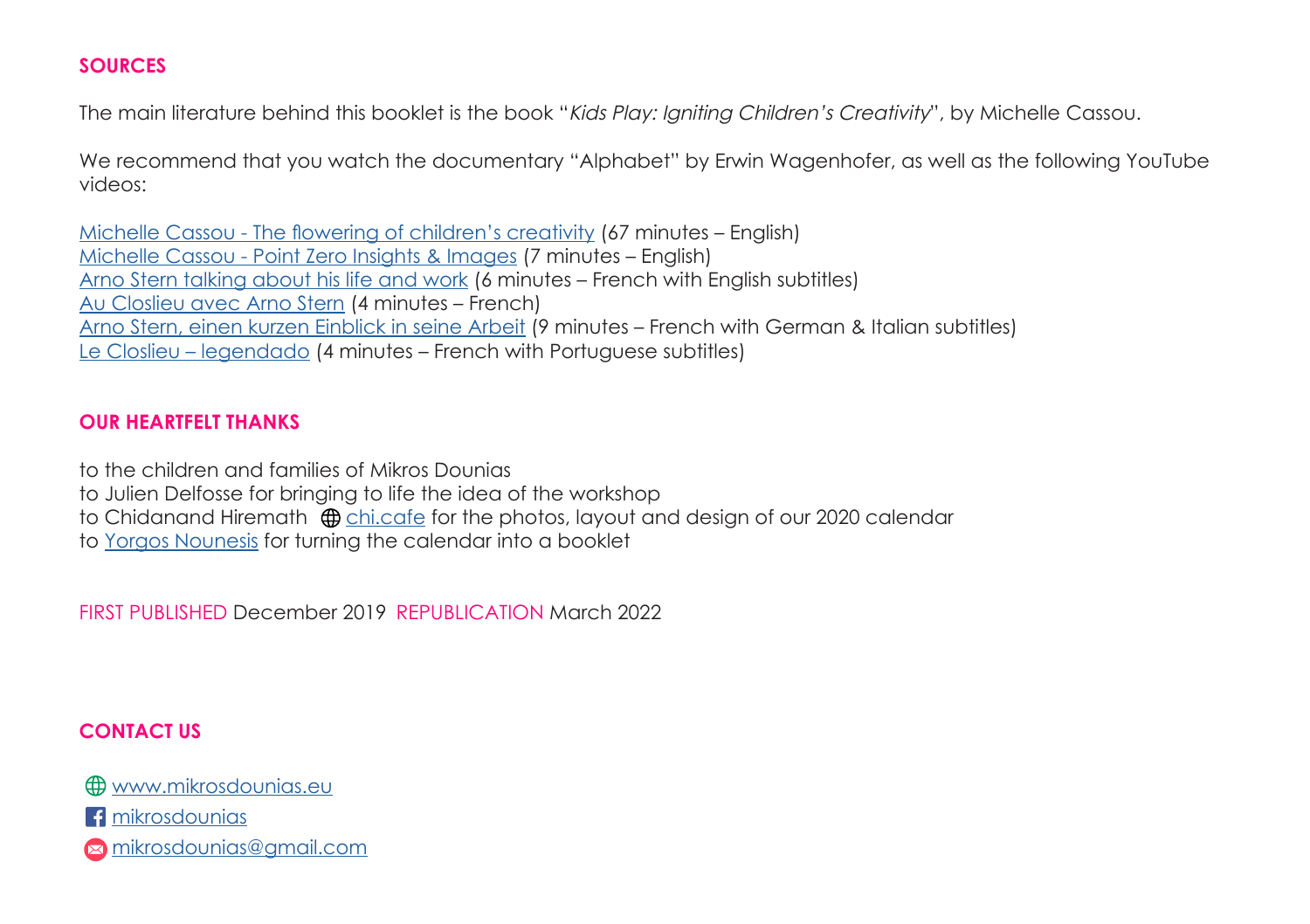## SOURCES

The main literature behind this booklet is the book "*Kids Play: Igniting Children's Creativity*", by Michelle Cassou.

We recommend that you watch the documentary "Alphabet" by Erwin Wagenhofer, as well as the following YouTube videos:

Michelle Cassou - The flowering of children's creativity (67 minutes – English)
Michelle Cassou - Point Zero Insights & Images (7 minutes – English)
Arno Stern talking about his life and work (6 minutes – French with English subtitles)
Au Closlieu avec Arno Stern (4 minutes – French)
Arno Stern, einen kurzen Einblick in seine Arbeit (9 minutes – French with German & Italian subtitles)
Le Closlieu – legendado (4 minutes – French with Portuguese subtitles)

## OUR HEARTFELT THANKS

to the children and families of Mikros Dounias
to Julien Delfosse for bringing to life the idea of the workshop
to Chidanand Hiremath chi.cafe for the photos, layout and design of our 2020 calendar
to Yorgos Nounesis for turning the calendar into a booklet

FIRST PUBLISHED December 2019 REPUBLICATION March 2022

## CONTACT US

www.mikrosdounias.eu
mikrosdounias
mikrosdounias@gmail.com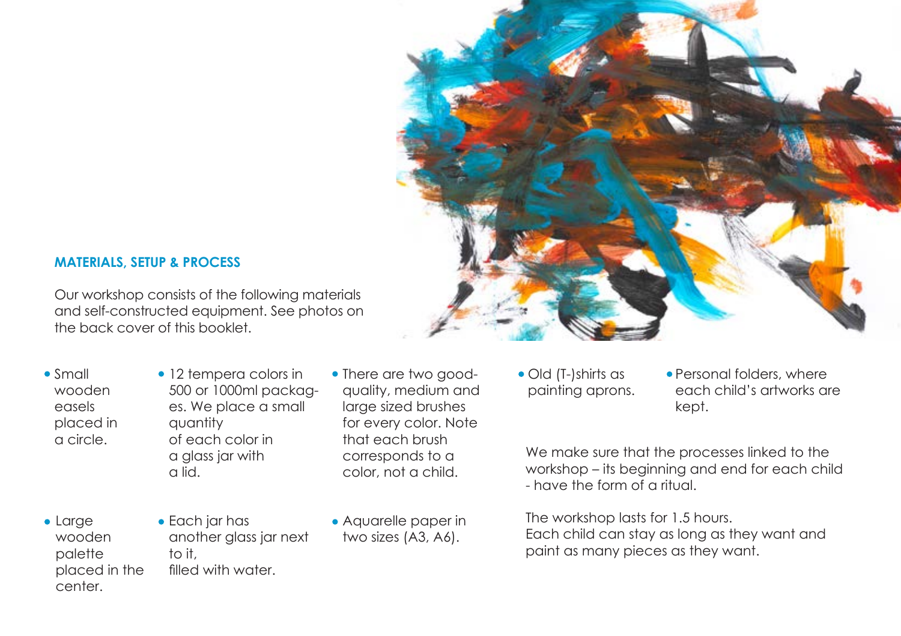## MATERIALS, SETUP & PROCESS

Our workshop consists of the following materials and self-constructed equipment. See photos on the back cover of this booklet.

- Small wooden easels placed in a circle.
- Large wooden palette placed in the center.
- 12 tempera colors in 500 or 1000ml packages. We place a small quantity of each color in a glass jar with a lid.
- Each jar has another glass jar next to it, filled with water.
- There are two good-quality, medium and large sized brushes for every color. Note that each brush corresponds to a color, not a child.
- Aquarelle paper in two sizes (A3, A6).
- Old (T-)shirts as painting aprons.
- Personal folders, where each child's artworks are kept.

We make sure that the processes linked to the workshop – its beginning and end for each child - have the form of a ritual.

The workshop lasts for 1.5 hours. Each child can stay as long as they want and paint as many pieces as they want.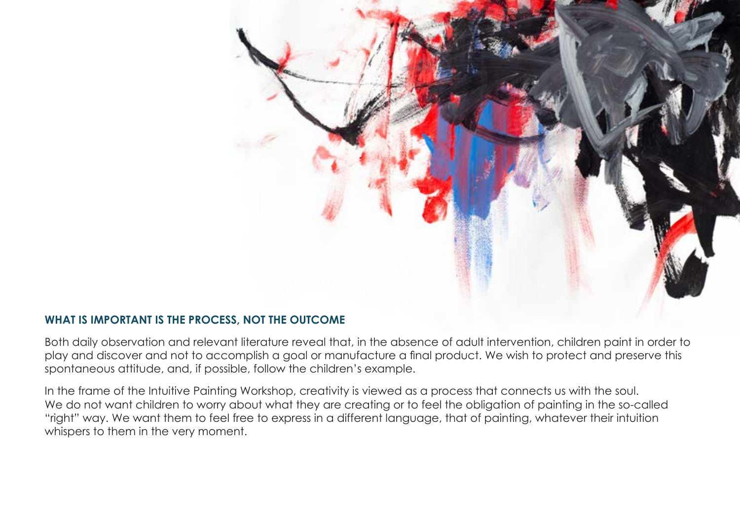## WHAT IS IMPORTANT IS THE PROCESS, NOT THE OUTCOME

Both daily observation and relevant literature reveal that, in the absence of adult intervention, children paint in order to play and discover and not to accomplish a goal or manufacture a final product. We wish to protect and preserve this spontaneous attitude, and, if possible, follow the children's example.

In the frame of the Intuitive Painting Workshop, creativity is viewed as a process that connects us with the soul. We do not want children to worry about what they are creating or to feel the obligation of painting in the so-called "right" way. We want them to feel free to express in a different language, that of painting, whatever their intuition whispers to them in the very moment.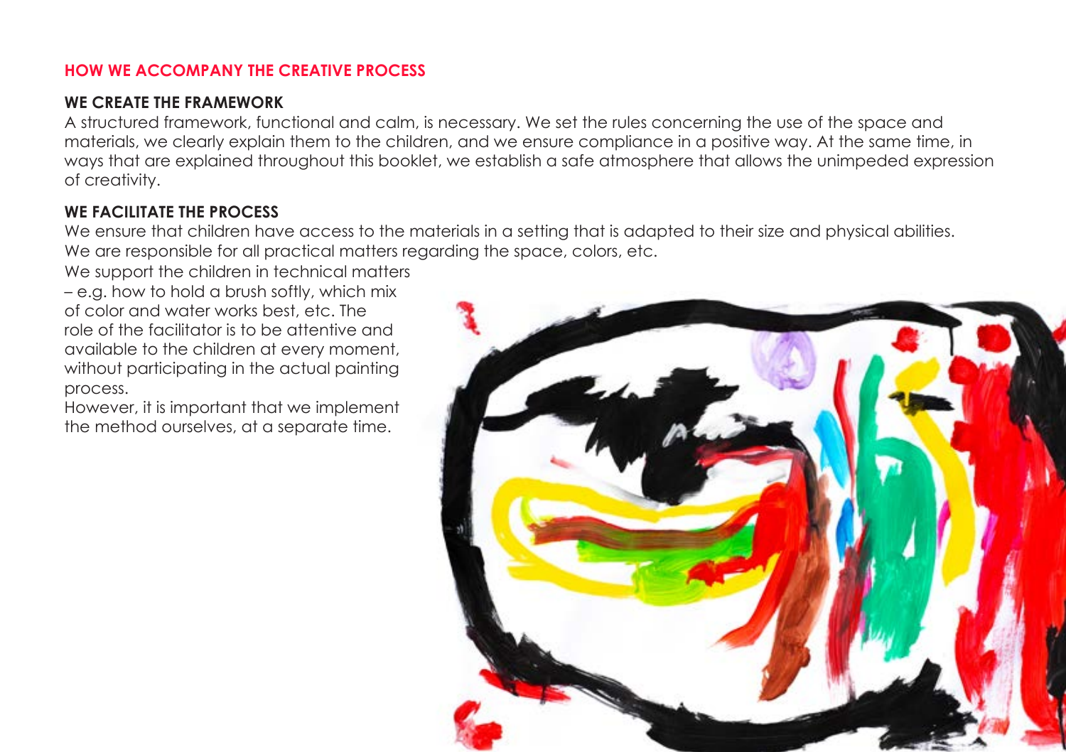## HOW WE ACCOMPANY THE CREATIVE PROCESS

### WE CREATE THE FRAMEWORK

A structured framework, functional and calm, is necessary. We set the rules concerning the use of the space and materials, we clearly explain them to the children, and we ensure compliance in a positive way. At the same time, in ways that are explained throughout this booklet, we establish a safe atmosphere that allows the unimpeded expression of creativity.

### WE FACILITATE THE PROCESS

We ensure that children have access to the materials in a setting that is adapted to their size and physical abilities. We are responsible for all practical matters regarding the space, colors, etc.

We support the children in technical matters – e.g. how to hold a brush softly, which mix of color and water works best, etc. The role of the facilitator is to be attentive and available to the children at every moment, without participating in the actual painting process.

However, it is important that we implement the method ourselves, at a separate time.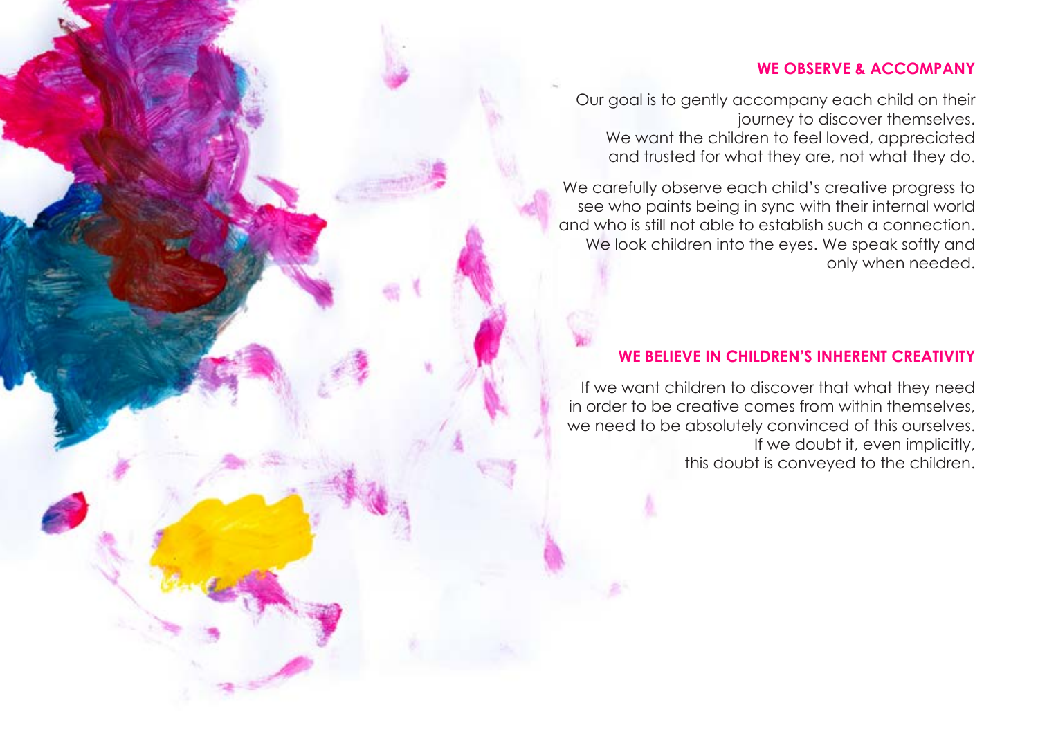## WE OBSERVE & ACCOMPANY

Our goal is to gently accompany each child on their journey to discover themselves.
We want the children to feel loved, appreciated and trusted for what they are, not what they do.

We carefully observe each child's creative progress to see who paints being in sync with their internal world and who is still not able to establish such a connection.
We look children into the eyes. We speak softly and only when needed.

## WE BELIEVE IN CHILDREN'S INHERENT CREATIVITY

If we want children to discover that what they need in order to be creative comes from within themselves, we need to be absolutely convinced of this ourselves.
If we doubt it, even implicitly,
this doubt is conveyed to the children.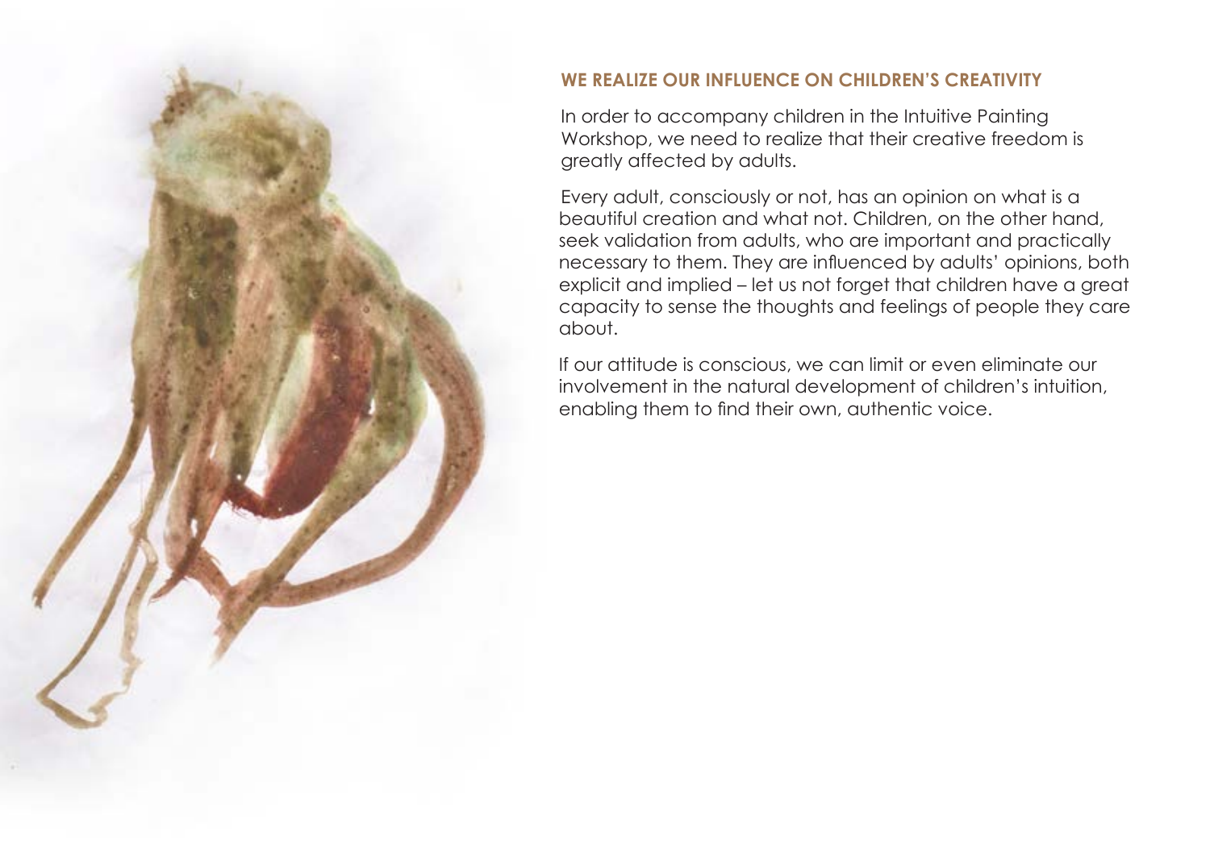## WE REALIZE OUR INFLUENCE ON CHILDREN'S CREATIVITY

In order to accompany children in the Intuitive Painting Workshop, we need to realize that their creative freedom is greatly affected by adults.

Every adult, consciously or not, has an opinion on what is a beautiful creation and what not. Children, on the other hand, seek validation from adults, who are important and practically necessary to them. They are influenced by adults' opinions, both explicit and implied – let us not forget that children have a great capacity to sense the thoughts and feelings of people they care about.

If our attitude is conscious, we can limit or even eliminate our involvement in the natural development of children's intuition, enabling them to find their own, authentic voice.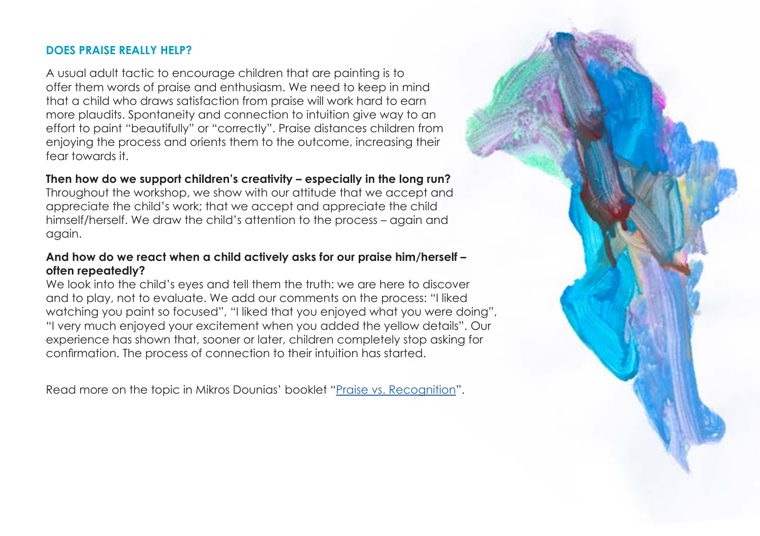## DOES PRAISE REALLY HELP?

A usual adult tactic to encourage children that are painting is to offer them words of praise and enthusiasm. We need to keep in mind that a child who draws satisfaction from praise will work hard to earn more plaudits. Spontaneity and connection to intuition give way to an effort to paint "beautifully" or "correctly". Praise distances children from enjoying the process and orients them to the outcome, increasing their fear towards it.

**Then how do we support children's creativity – especially in the long run?**
Throughout the workshop, we show with our attitude that we accept and appreciate the child's work; that we accept and appreciate the child himself/herself. We draw the child's attention to the process – again and again.

**And how do we react when a child actively asks for our praise him/herself – often repeatedly?**
We look into the child's eyes and tell them the truth: we are here to discover and to play, not to evaluate. We add our comments on the process: "I liked watching you paint so focused", "I liked that you enjoyed what you were doing", "I very much enjoyed your excitement when you added the yellow details". Our experience has shown that, sooner or later, children completely stop asking for confirmation. The process of connection to their intuition has started.

Read more on the topic in Mikros Dounias' booklet "Praise vs. Recognition".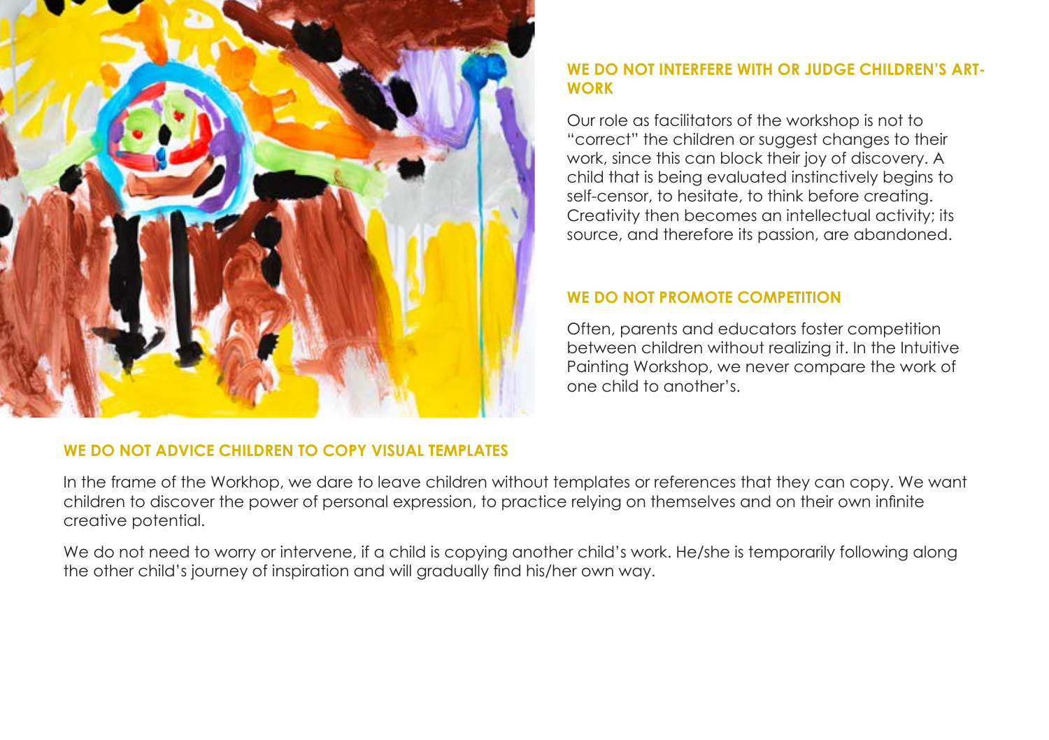## WE DO NOT INTERFERE WITH OR JUDGE CHILDREN'S ART-WORK

Our role as facilitators of the workshop is not to "correct" the children or suggest changes to their work, since this can block their joy of discovery. A child that is being evaluated instinctively begins to self-censor, to hesitate, to think before creating. Creativity then becomes an intellectual activity; its source, and therefore its passion, are abandoned.

## WE DO NOT PROMOTE COMPETITION

Often, parents and educators foster competition between children without realizing it. In the Intuitive Painting Workshop, we never compare the work of one child to another's.

## WE DO NOT ADVICE CHILDREN TO COPY VISUAL TEMPLATES

In the frame of the Workhop, we dare to leave children without templates or references that they can copy. We want children to discover the power of personal expression, to practice relying on themselves and on their own infinite creative potential.

We do not need to worry or intervene, if a child is copying another child's work. He/she is temporarily following along the other child's journey of inspiration and will gradually find his/her own way.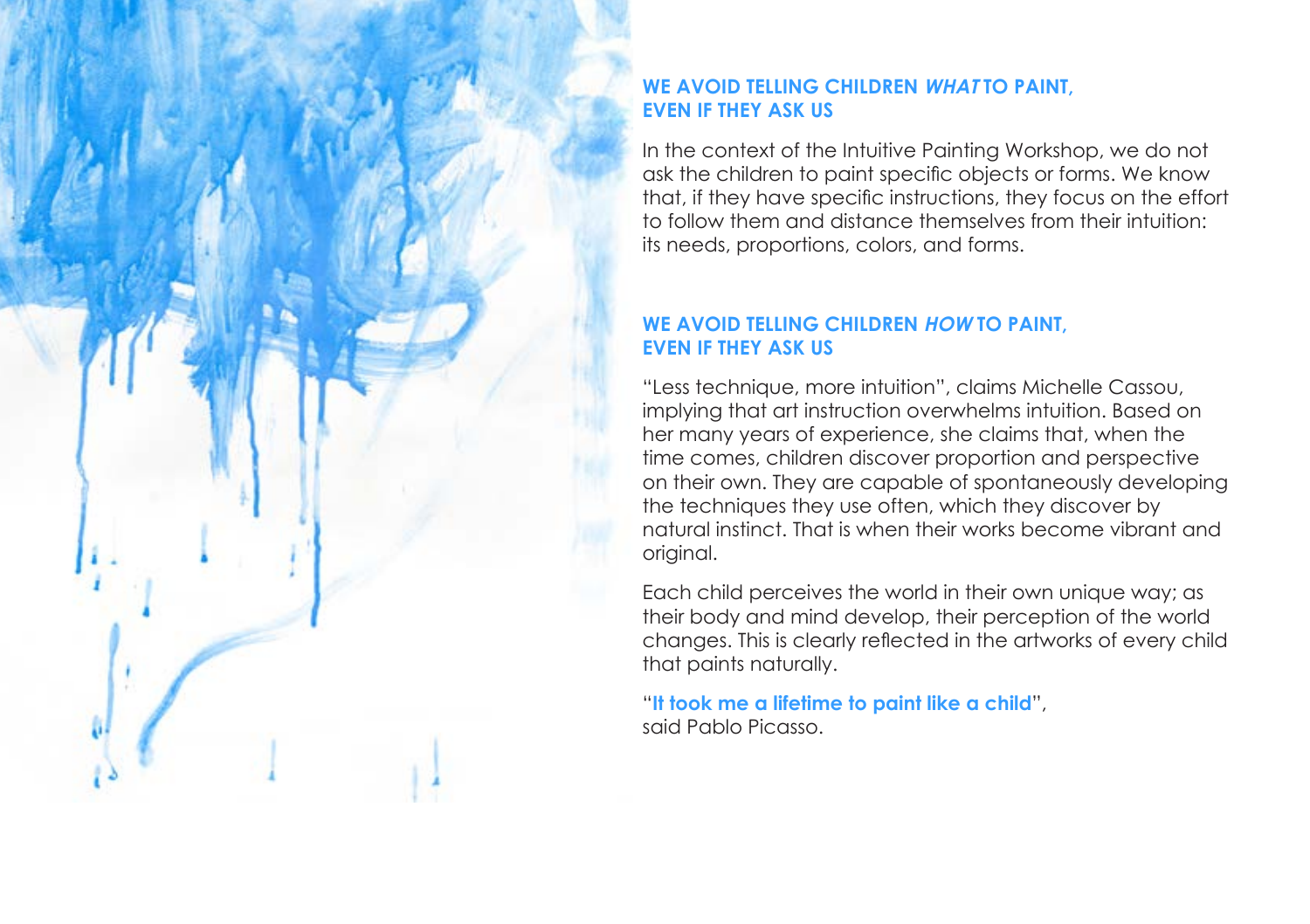## WE AVOID TELLING CHILDREN *WHAT* TO PAINT, EVEN IF THEY ASK US

In the context of the Intuitive Painting Workshop, we do not ask the children to paint specific objects or forms. We know that, if they have specific instructions, they focus on the effort to follow them and distance themselves from their intuition: its needs, proportions, colors, and forms.

## WE AVOID TELLING CHILDREN *HOW* TO PAINT, EVEN IF THEY ASK US

"Less technique, more intuition", claims Michelle Cassou, implying that art instruction overwhelms intuition. Based on her many years of experience, she claims that, when the time comes, children discover proportion and perspective on their own. They are capable of spontaneously developing the techniques they use often, which they discover by natural instinct. That is when their works become vibrant and original.

Each child perceives the world in their own unique way; as their body and mind develop, their perception of the world changes. This is clearly reflected in the artworks of every child that paints naturally.

"**It took me a lifetime to paint like a child**", said Pablo Picasso.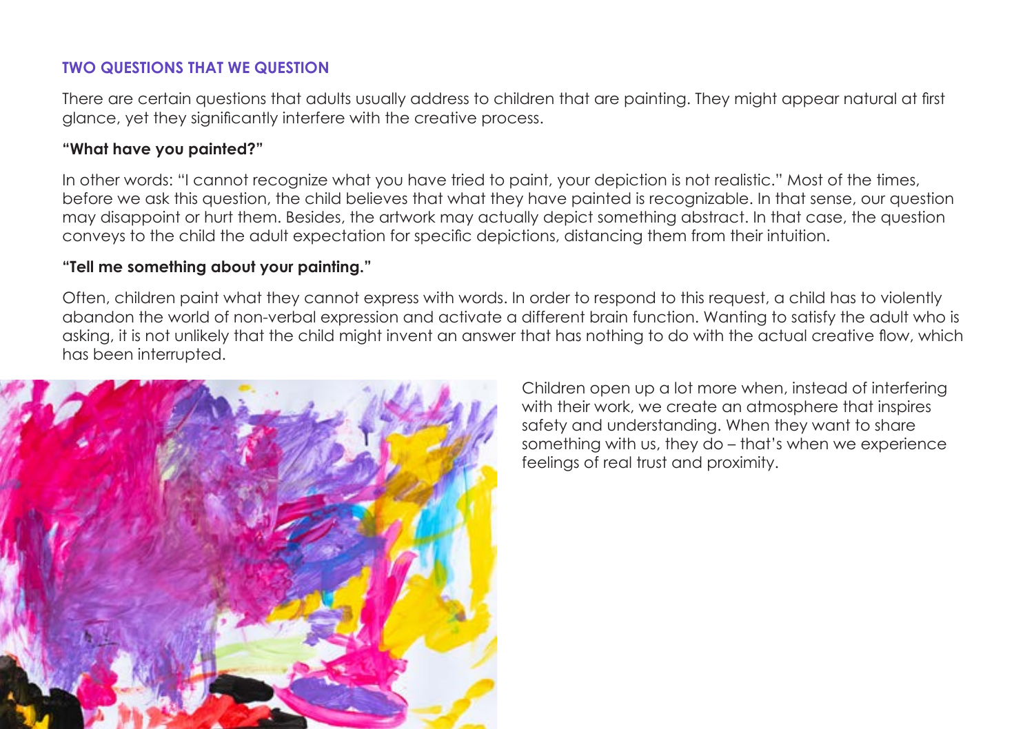## TWO QUESTIONS THAT WE QUESTION

There are certain questions that adults usually address to children that are painting. They might appear natural at first glance, yet they significantly interfere with the creative process.

**"What have you painted?"**

In other words: "I cannot recognize what you have tried to paint, your depiction is not realistic." Most of the times, before we ask this question, the child believes that what they have painted is recognizable. In that sense, our question may disappoint or hurt them. Besides, the artwork may actually depict something abstract. In that case, the question conveys to the child the adult expectation for specific depictions, distancing them from their intuition.

**"Tell me something about your painting."**

Often, children paint what they cannot express with words. In order to respond to this request, a child has to violently abandon the world of non-verbal expression and activate a different brain function. Wanting to satisfy the adult who is asking, it is not unlikely that the child might invent an answer that has nothing to do with the actual creative flow, which has been interrupted.

Children open up a lot more when, instead of interfering with their work, we create an atmosphere that inspires safety and understanding. When they want to share something with us, they do – that's when we experience feelings of real trust and proximity.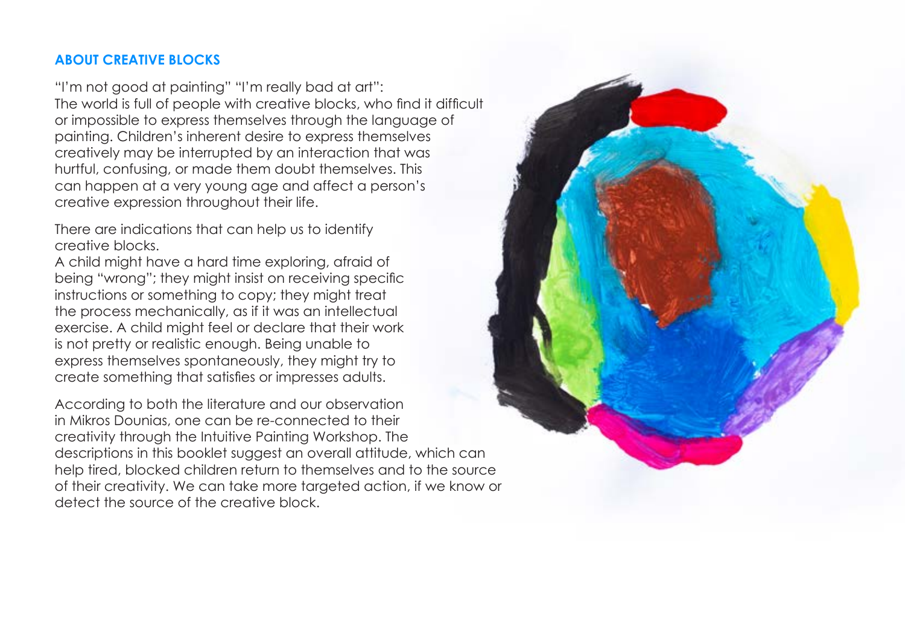## ABOUT CREATIVE BLOCKS

"I'm not good at painting" "I'm really bad at art": The world is full of people with creative blocks, who find it difficult or impossible to express themselves through the language of painting. Children's inherent desire to express themselves creatively may be interrupted by an interaction that was hurtful, confusing, or made them doubt themselves. This can happen at a very young age and affect a person's creative expression throughout their life.

There are indications that can help us to identify creative blocks.
A child might have a hard time exploring, afraid of being "wrong"; they might insist on receiving specific instructions or something to copy; they might treat the process mechanically, as if it was an intellectual exercise. A child might feel or declare that their work is not pretty or realistic enough. Being unable to express themselves spontaneously, they might try to create something that satisfies or impresses adults.

According to both the literature and our observation in Mikros Dounias, one can be re-connected to their creativity through the Intuitive Painting Workshop. The descriptions in this booklet suggest an overall attitude, which can help tired, blocked children return to themselves and to the source of their creativity. We can take more targeted action, if we know or detect the source of the creative block.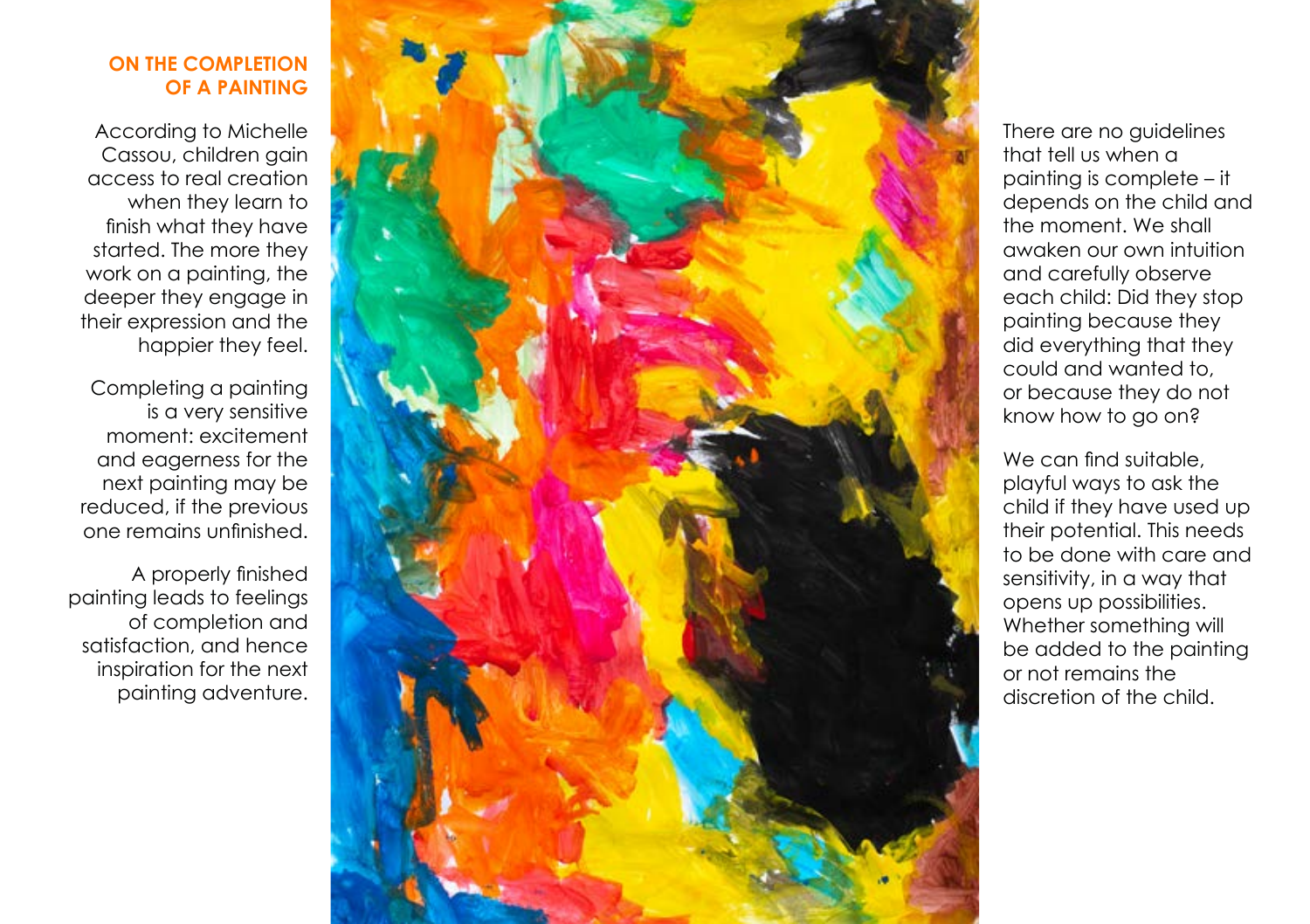## ON THE COMPLETION OF A PAINTING

According to Michelle Cassou, children gain access to real creation when they learn to finish what they have started. The more they work on a painting, the deeper they engage in their expression and the happier they feel.

Completing a painting is a very sensitive moment: excitement and eagerness for the next painting may be reduced, if the previous one remains unfinished.

A properly finished painting leads to feelings of completion and satisfaction, and hence inspiration for the next painting adventure.

There are no guidelines that tell us when a painting is complete – it depends on the child and the moment. We shall awaken our own intuition and carefully observe each child: Did they stop painting because they did everything that they could and wanted to, or because they do not know how to go on?

We can find suitable, playful ways to ask the child if they have used up their potential. This needs to be done with care and sensitivity, in a way that opens up possibilities. Whether something will be added to the painting or not remains the discretion of the child.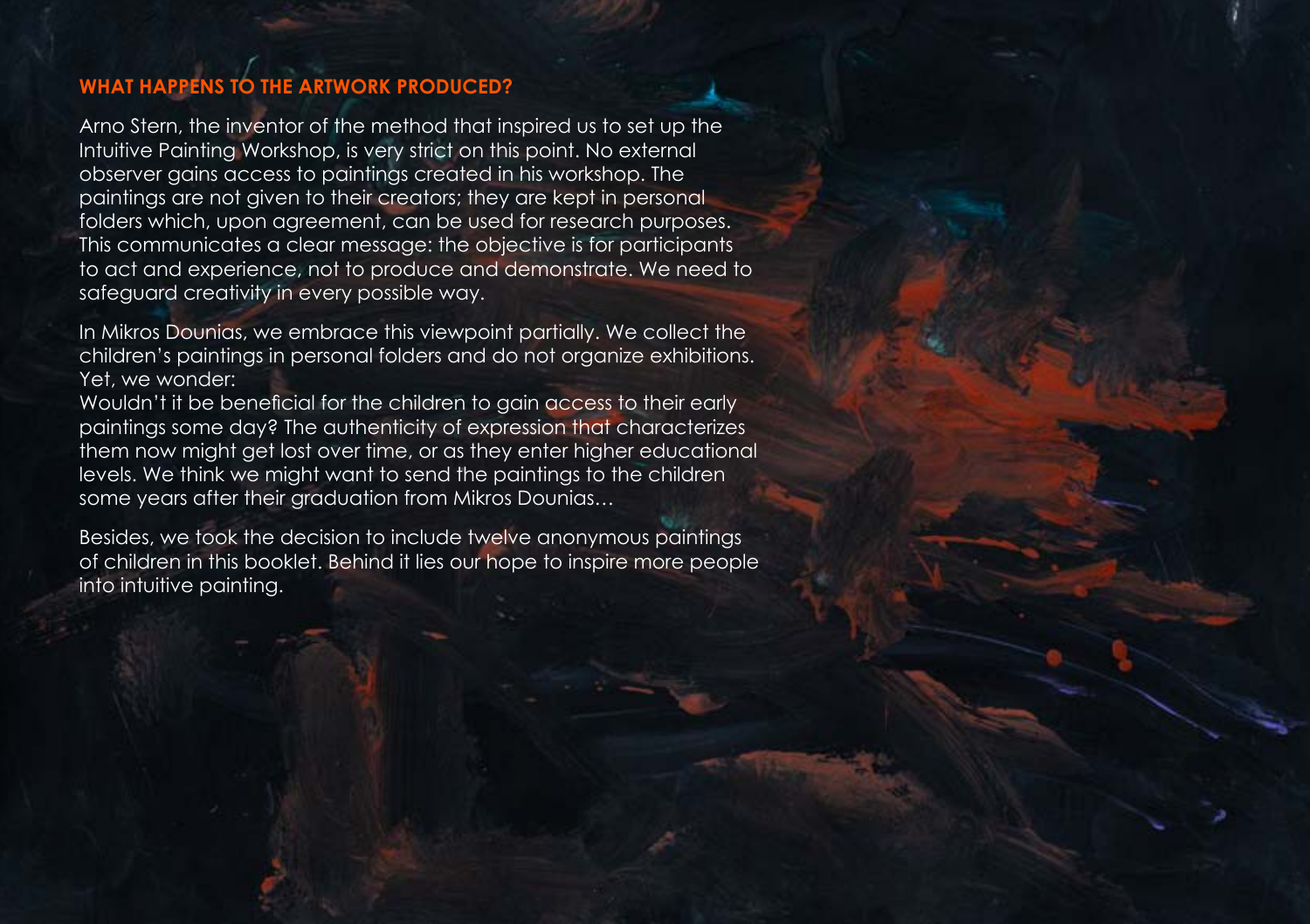## WHAT HAPPENS TO THE ARTWORK PRODUCED?

Arno Stern, the inventor of the method that inspired us to set up the Intuitive Painting Workshop, is very strict on this point. No external observer gains access to paintings created in his workshop. The paintings are not given to their creators; they are kept in personal folders which, upon agreement, can be used for research purposes. This communicates a clear message: the objective is for participants to act and experience, not to produce and demonstrate. We need to safeguard creativity in every possible way.

In Mikros Dounias, we embrace this viewpoint partially. We collect the children's paintings in personal folders and do not organize exhibitions. Yet, we wonder:
Wouldn't it be beneficial for the children to gain access to their early paintings some day? The authenticity of expression that characterizes them now might get lost over time, or as they enter higher educational levels. We think we might want to send the paintings to the children some years after their graduation from Mikros Dounias…

Besides, we took the decision to include twelve anonymous paintings of children in this booklet. Behind it lies our hope to inspire more people into intuitive painting.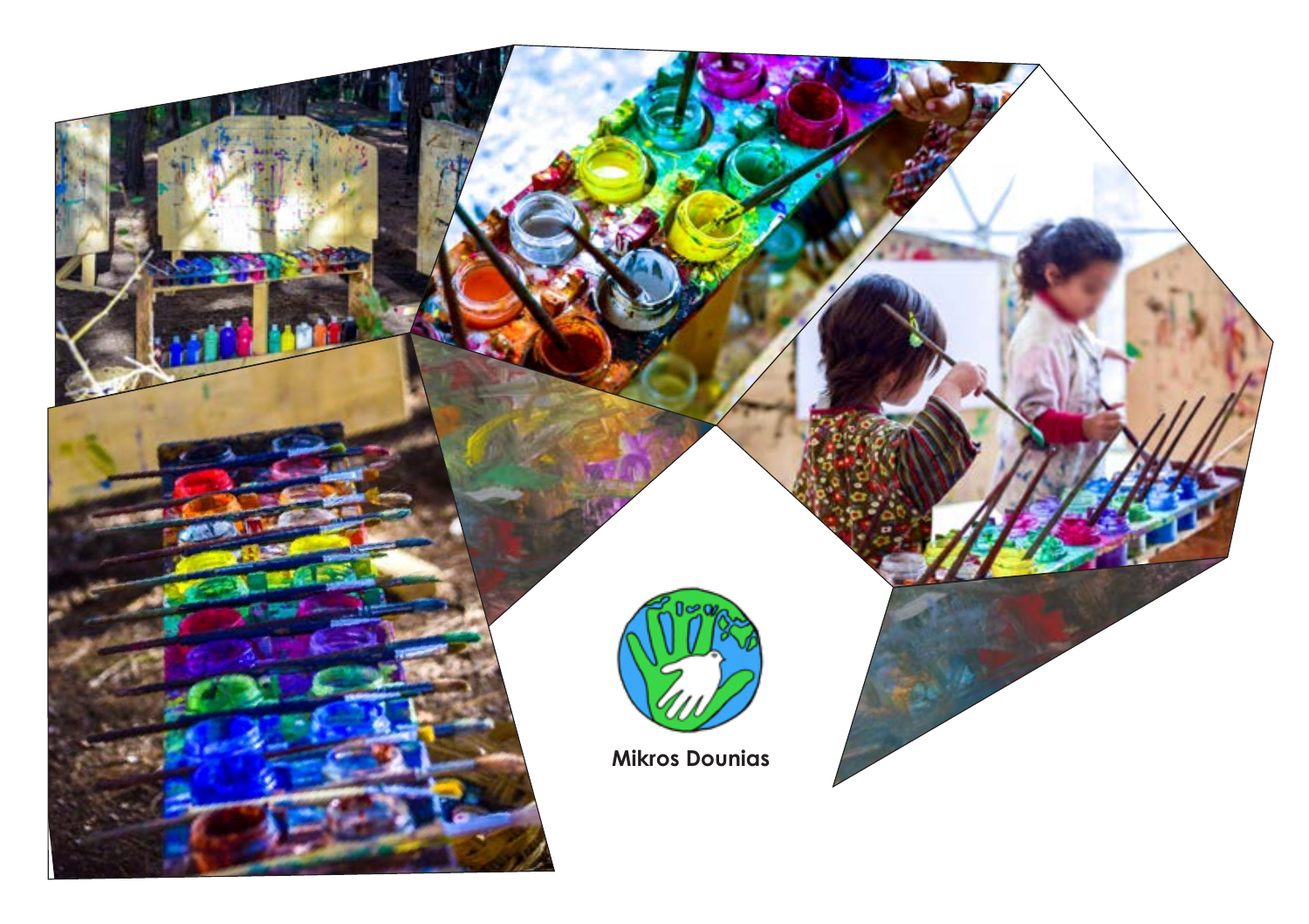Mikros Dounias